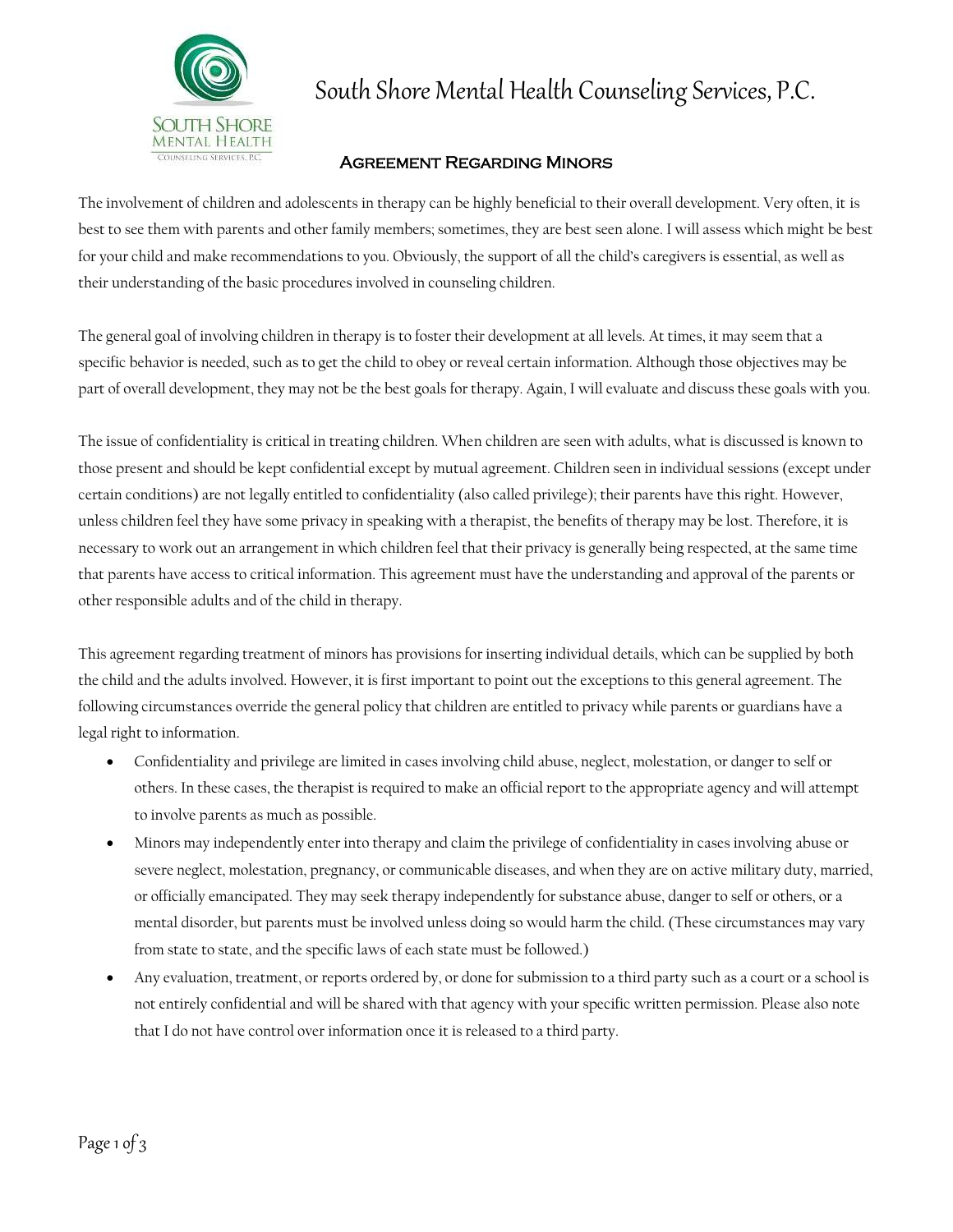# South Shore Mental Health Counseling Services, P.C.

## Agreement Regarding Minors

The involvement of children and adolescents in therapy can be highly beneficial to their overall development. Very often, it is best to see them with parents and other family members; sometimes, they are best seen alone. I will assess which might be best for your child and make recommendations to you. Obviously, the support of all the child's caregivers is essential, as well as their understanding of the basic procedures involved in counseling children.

The general goal of involving children in therapy is to foster their development at all levels. At times, it may seem that a specific behavior is needed, such as to get the child to obey or reveal certain information. Although those objectives may be part of overall development, they may not be the best goals for therapy. Again, I will evaluate and discuss these goals with you.

The issue of confidentiality is critical in treating children. When children are seen with adults, what is discussed is known to those present and should be kept confidential except by mutual agreement. Children seen in individual sessions (except under certain conditions) are not legally entitled to confidentiality (also called privilege); their parents have this right. However, unless children feel they have some privacy in speaking with a therapist, the benefits of therapy may be lost. Therefore, it is necessary to work out an arrangement in which children feel that their privacy is generally being respected, at the same time that parents have access to critical information. This agreement must have the understanding and approval of the parents or other responsible adults and of the child in therapy.

This agreement regarding treatment of minors has provisions for inserting individual details, which can be supplied by both the child and the adults involved. However, it is first important to point out the exceptions to this general agreement. The following circumstances override the general policy that children are entitled to privacy while parents or guardians have a legal right to information.

- Confidentiality and privilege are limited in cases involving child abuse, neglect, molestation, or danger to self or others. In these cases, the therapist is required to make an official report to the appropriate agency and will attempt to involve parents as much as possible.
- Minors may independently enter into therapy and claim the privilege of confidentiality in cases involving abuse or severe neglect, molestation, pregnancy, or communicable diseases, and when they are on active military duty, married, or officially emancipated. They may seek therapy independently for substance abuse, danger to self or others, or a mental disorder, but parents must be involved unless doing so would harm the child. (These circumstances may vary from state to state, and the specific laws of each state must be followed.)
- Any evaluation, treatment, or reports ordered by, or done for submission to a third party such as a court or a school is not entirely confidential and will be shared with that agency with your specific written permission. Please also note that I do not have control over information once it is released to a third party.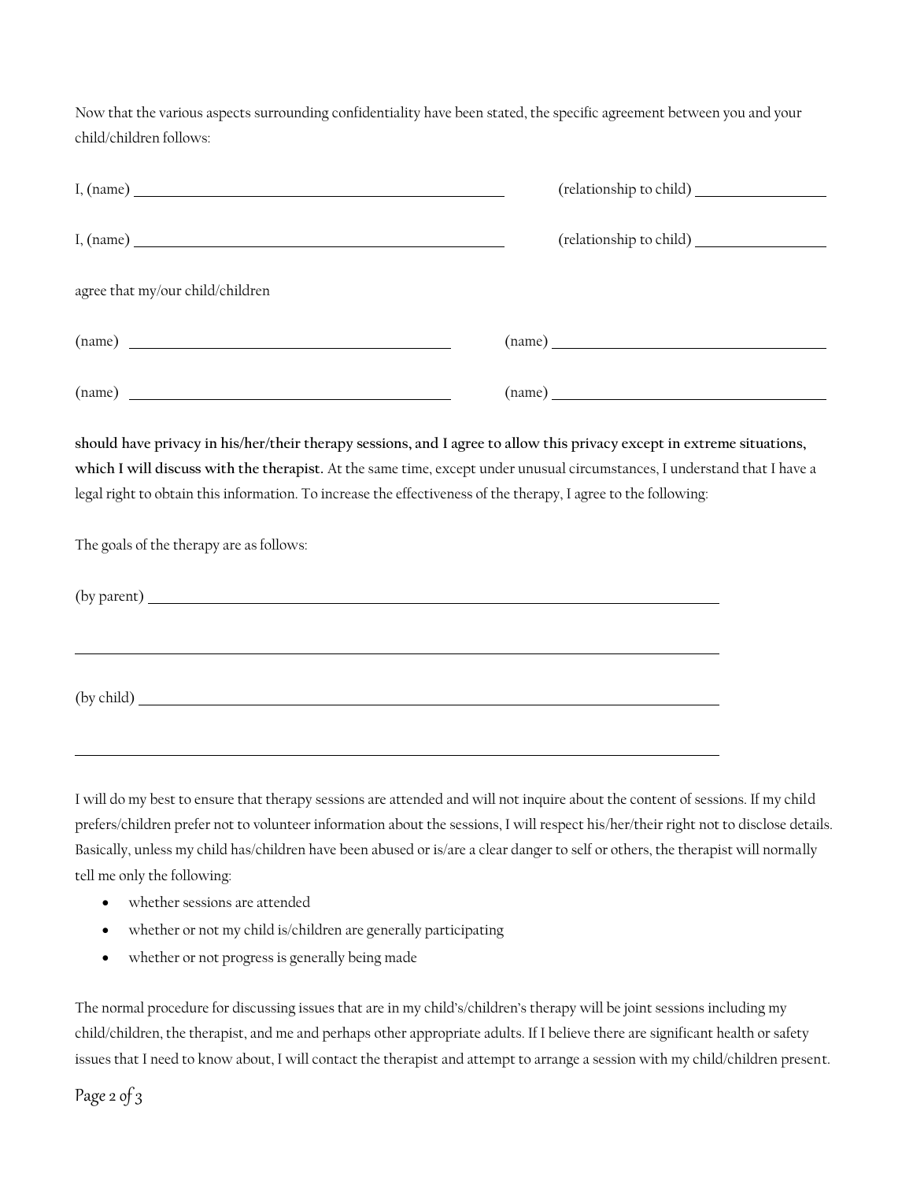Now that the various aspects surrounding confidentiality have been stated, the specific agreement between you and your child/children follows:

I, (name) \_\_\_\_\_\_\_\_\_\_\_\_\_\_\_\_\_\_\_\_\_\_\_\_\_\_\_\_\_\_\_\_\_\_\_\_\_\_\_\_ (relationship to child) \_\_\_\_\_\_\_\_\_\_\_\_\_\_\_\_

I, (name) \_\_\_\_\_\_\_\_\_\_\_\_\_\_\_\_\_\_\_\_\_\_\_\_\_\_\_\_\_\_\_\_\_\_\_\_\_\_\_\_ (relationship to child) \_\_\_\_\_\_\_\_\_\_\_\_\_\_\_\_

agree that my/our child/children

(name) \_\_\_\_\_\_\_\_\_\_\_\_\_\_\_\_\_\_\_\_\_\_\_\_\_\_\_\_\_\_\_\_\_\_\_\_ (name) \_\_\_\_\_\_\_\_\_\_\_\_\_\_\_\_\_\_\_\_\_\_\_\_\_\_\_\_\_\_\_\_\_\_\_\_

(name) \_\_\_\_\_\_\_\_\_\_\_\_\_\_\_\_\_\_\_\_\_\_\_\_\_\_\_\_\_\_\_\_\_\_\_\_ (name) \_\_\_\_\_\_\_\_\_\_\_\_\_\_\_\_\_\_\_\_\_\_\_\_\_\_\_\_\_\_\_\_\_\_\_\_

**should have privacy in his/her/their therapy sessions, and I agree to allow this privacy except in extreme situations, which I will discuss with the therapist.** At the same time, except under unusual circumstances, I understand that I have a legal right to obtain this information. To increase the effectiveness of the therapy, I agree to the following:

The goals of the therapy are as follows:

(by parent) \_\_\_\_\_\_\_\_\_\_\_\_\_\_\_\_\_\_\_\_\_\_\_\_\_\_\_\_\_\_\_\_\_\_\_\_\_\_\_\_\_\_\_\_\_\_\_\_\_\_\_\_\_\_\_\_\_\_\_\_\_\_\_\_

\_\_\_\_\_\_\_\_\_\_\_\_\_\_\_\_\_\_\_\_\_\_\_\_\_\_\_\_\_\_\_\_\_\_\_\_\_\_\_\_\_\_\_\_\_\_\_\_\_\_\_\_\_\_\_\_\_\_\_\_\_\_\_\_\_\_\_\_\_\_\_\_

(by child) \_\_\_\_\_\_\_\_\_\_\_\_\_\_\_\_\_\_\_\_\_\_\_\_\_\_\_\_\_\_\_\_\_\_\_\_\_\_\_\_\_\_\_\_\_\_\_\_\_\_\_\_\_\_\_\_\_\_\_\_\_\_\_\_\_\_

\_\_\_\_\_\_\_\_\_\_\_\_\_\_\_\_\_\_\_\_\_\_\_\_\_\_\_\_\_\_\_\_\_\_\_\_\_\_\_\_\_\_\_\_\_\_\_\_\_\_\_\_\_\_\_\_\_\_\_\_\_\_\_\_\_\_\_\_\_\_\_\_

I will do my best to ensure that therapy sessions are attended and will not inquire about the content of sessions. If my child prefers/children prefer not to volunteer information about the sessions, I will respect his/her/their right not to disclose details. Basically, unless my child has/children have been abused or is/are a clear danger to self or others, the therapist will normally tell me only the following:

- whether sessions are attended
- whether or not my child is/children are generally participating
- whether or not progress is generally being made

The normal procedure for discussing issues that are in my child's/children's therapy will be joint sessions including my child/children, the therapist, and me and perhaps other appropriate adults. If I believe there are significant health or safety issues that I need to know about, I will contact the therapist and attempt to arrange a session with my child/children present.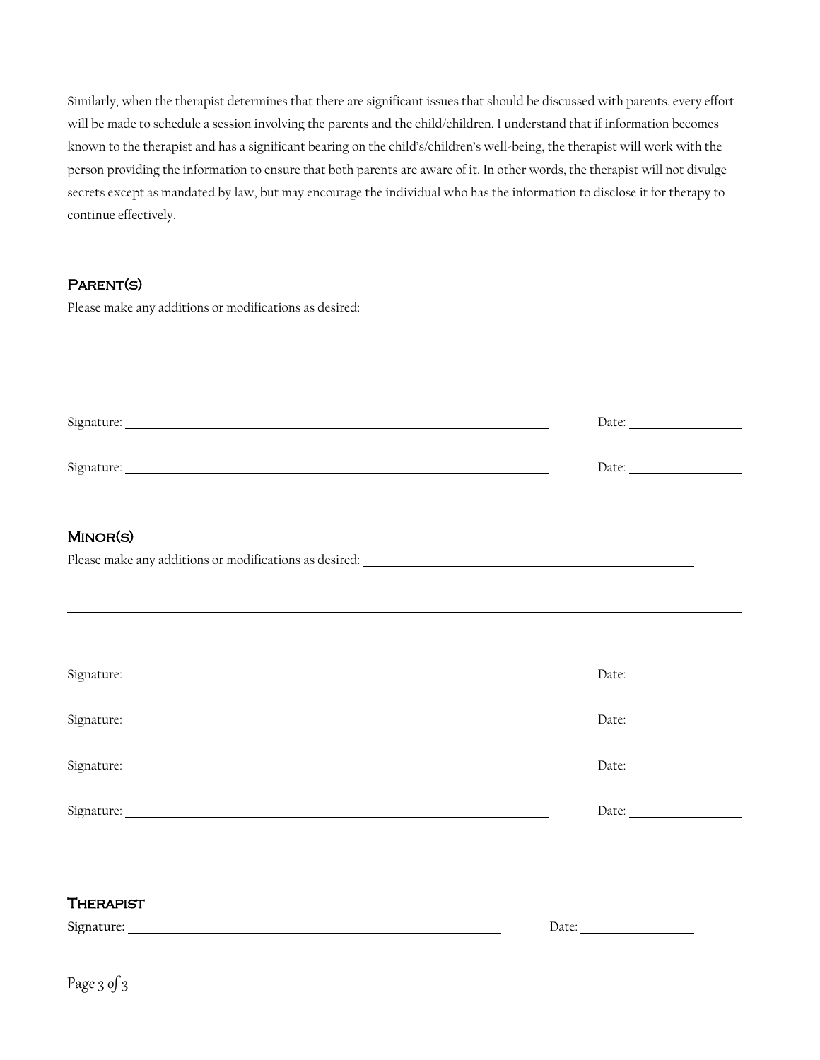Similarly, when the therapist determines that there are significant issues that should be discussed with parents, every effort will be made to schedule a session involving the parents and the child/children. I understand that if information becomes known to the therapist and has a significant bearing on the child's/children's well-being, the therapist will work with the person providing the information to ensure that both parents are aware of it. In other words, the therapist will not divulge secrets except as mandated by law, but may encourage the individual who has the information to disclose it for therapy to continue effectively.

## Parent(s)

Please make any additions or modifications as desired: ______________________________________________

______________________________________________________________________________

Signature: ____________________________________________ Date: ______________

Signature: ____________________________________________ Date: ______________

## Minor(s)

Please make any additions or modifications as desired: ______________________________________________

______________________________________________________________________________

Signature: ____________________________________________ Date: ______________

Signature: ____________________________________________ Date: ______________

Signature: ____________________________________________ Date: ______________

Signature: ____________________________________________ Date: ______________

## Therapist

**Signature:** ____________________________________________ Date: ______________